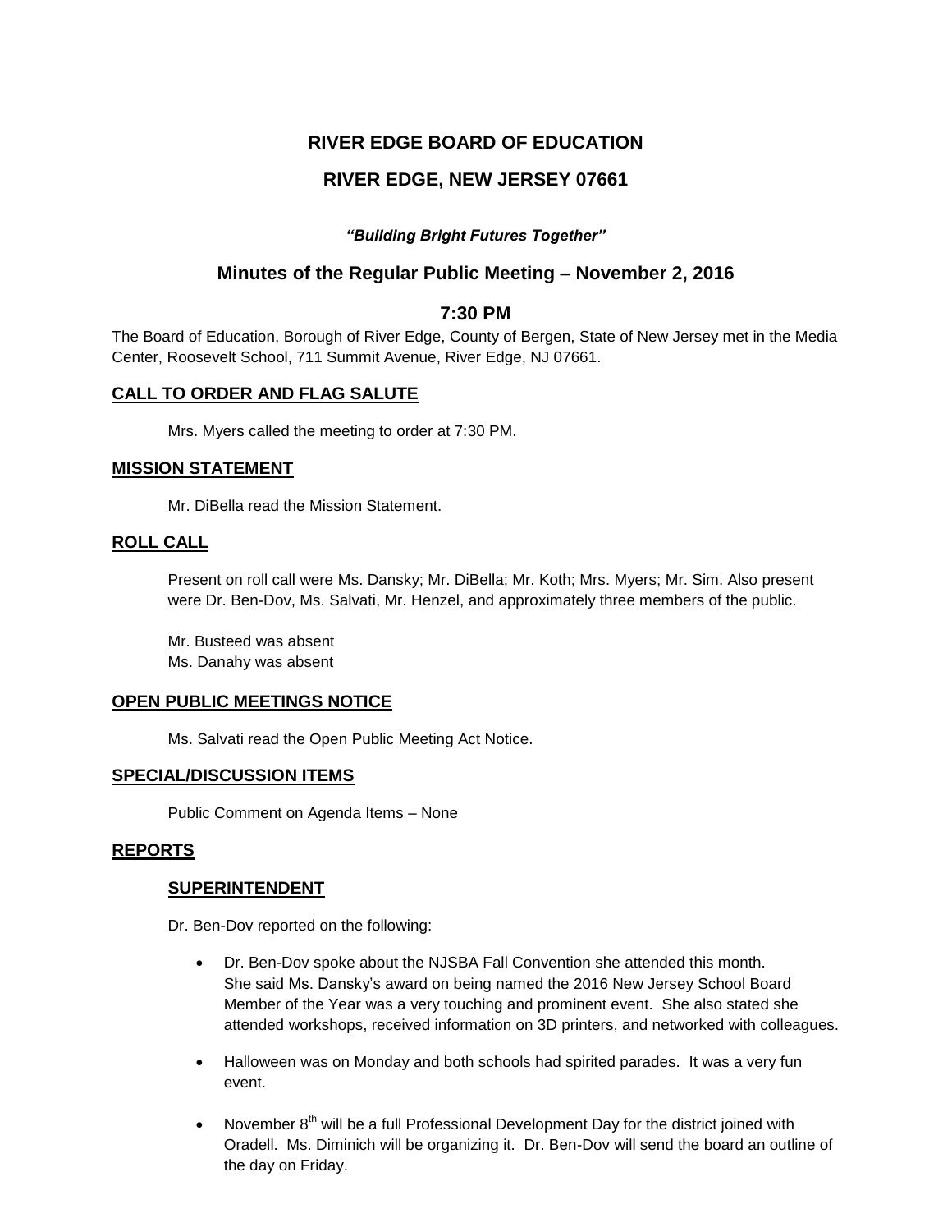# RIVER EDGE BOARD OF EDUCATION

## RIVER EDGE, NEW JERSEY 07661

***"Building Bright Futures Together"***

## Minutes of the Regular Public Meeting – November 2, 2016

## 7:30 PM

The Board of Education, Borough of River Edge, County of Bergen, State of New Jersey met in the Media Center, Roosevelt School, 711 Summit Avenue, River Edge, NJ 07661.

### CALL TO ORDER AND FLAG SALUTE

Mrs. Myers called the meeting to order at 7:30 PM.

### MISSION STATEMENT

Mr. DiBella read the Mission Statement.

### ROLL CALL

Present on roll call were Ms. Dansky; Mr. DiBella; Mr. Koth; Mrs. Myers; Mr. Sim. Also present were Dr. Ben-Dov, Ms. Salvati, Mr. Henzel, and approximately three members of the public.

Mr. Busteed was absent
Ms. Danahy was absent

### OPEN PUBLIC MEETINGS NOTICE

Ms. Salvati read the Open Public Meeting Act Notice.

### SPECIAL/DISCUSSION ITEMS

Public Comment on Agenda Items – None

### REPORTS

#### SUPERINTENDENT

Dr. Ben-Dov reported on the following:

- Dr. Ben-Dov spoke about the NJSBA Fall Convention she attended this month. She said Ms. Dansky's award on being named the 2016 New Jersey School Board Member of the Year was a very touching and prominent event. She also stated she attended workshops, received information on 3D printers, and networked with colleagues.
- Halloween was on Monday and both schools had spirited parades. It was a very fun event.
- November 8th will be a full Professional Development Day for the district joined with Oradell. Ms. Diminich will be organizing it. Dr. Ben-Dov will send the board an outline of the day on Friday.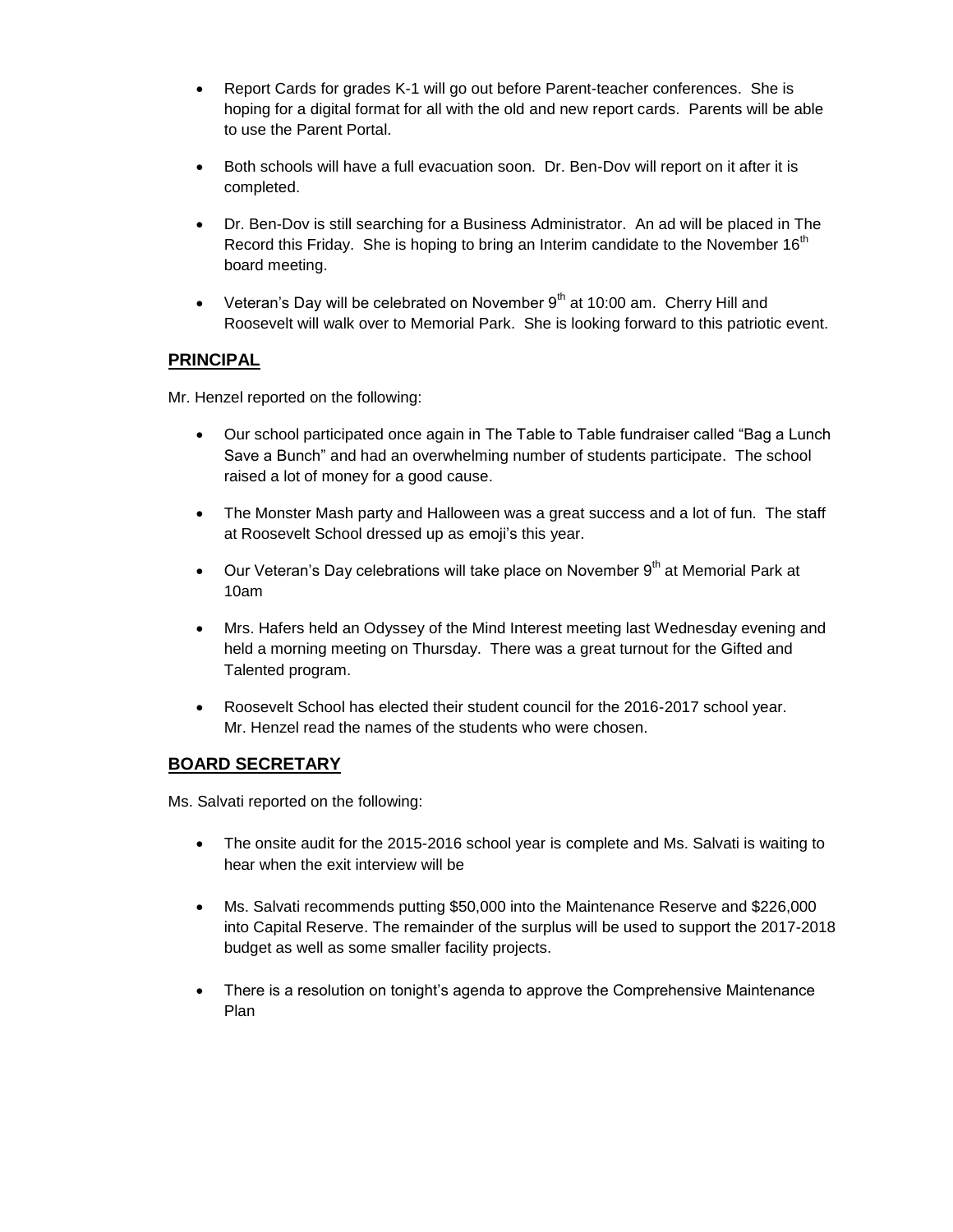- Report Cards for grades K-1 will go out before Parent-teacher conferences. She is hoping for a digital format for all with the old and new report cards. Parents will be able to use the Parent Portal.

- Both schools will have a full evacuation soon. Dr. Ben-Dov will report on it after it is completed.

- Dr. Ben-Dov is still searching for a Business Administrator. An ad will be placed in The Record this Friday. She is hoping to bring an Interim candidate to the November 16th board meeting.

- Veteran's Day will be celebrated on November 9th at 10:00 am. Cherry Hill and Roosevelt will walk over to Memorial Park. She is looking forward to this patriotic event.

## PRINCIPAL

Mr. Henzel reported on the following:

- Our school participated once again in The Table to Table fundraiser called "Bag a Lunch Save a Bunch" and had an overwhelming number of students participate. The school raised a lot of money for a good cause.

- The Monster Mash party and Halloween was a great success and a lot of fun. The staff at Roosevelt School dressed up as emoji's this year.

- Our Veteran's Day celebrations will take place on November 9th at Memorial Park at 10am

- Mrs. Hafers held an Odyssey of the Mind Interest meeting last Wednesday evening and held a morning meeting on Thursday. There was a great turnout for the Gifted and Talented program.

- Roosevelt School has elected their student council for the 2016-2017 school year. Mr. Henzel read the names of the students who were chosen.

## BOARD SECRETARY

Ms. Salvati reported on the following:

- The onsite audit for the 2015-2016 school year is complete and Ms. Salvati is waiting to hear when the exit interview will be

- Ms. Salvati recommends putting $50,000 into the Maintenance Reserve and $226,000 into Capital Reserve. The remainder of the surplus will be used to support the 2017-2018 budget as well as some smaller facility projects.

- There is a resolution on tonight's agenda to approve the Comprehensive Maintenance Plan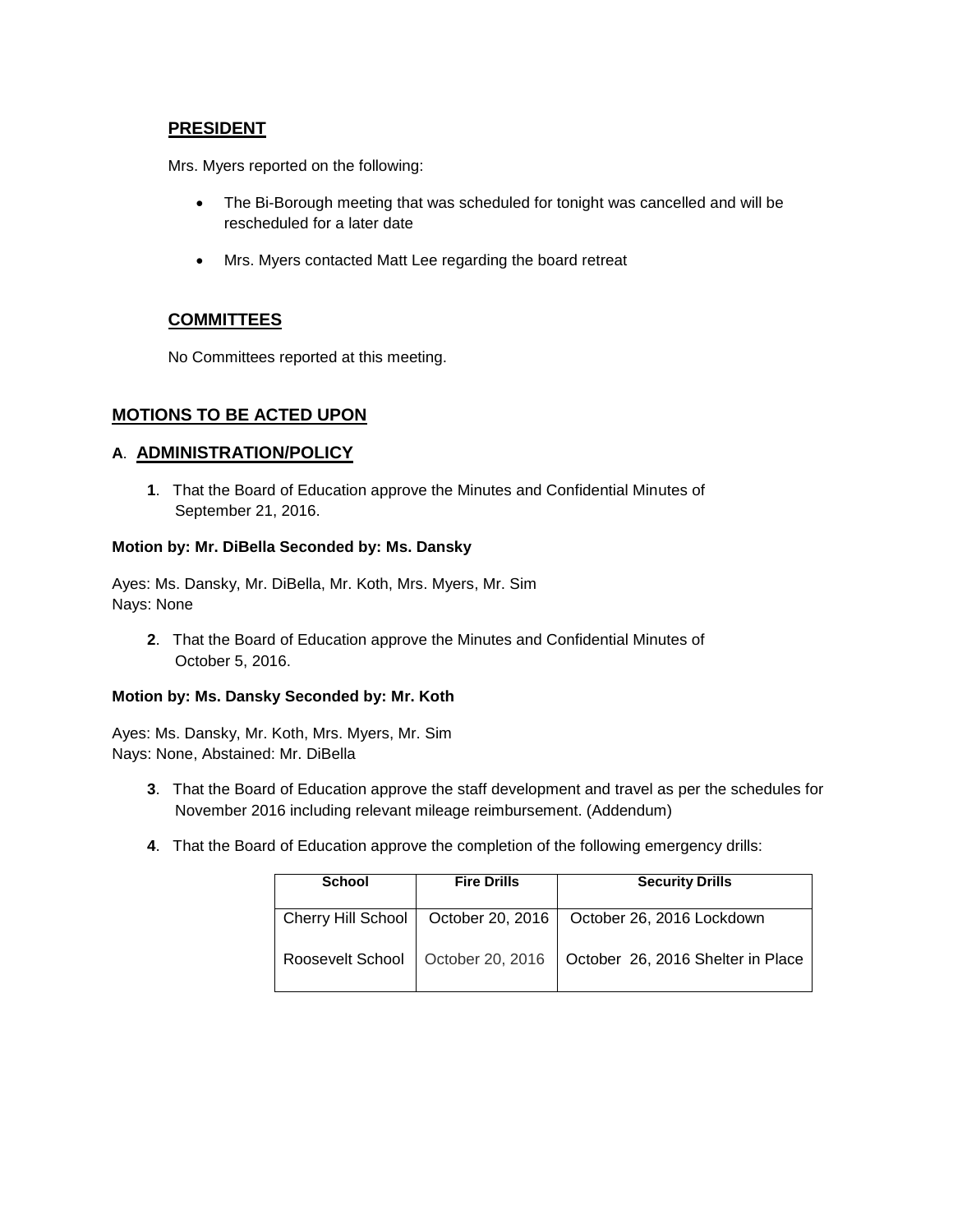## PRESIDENT

Mrs. Myers reported on the following:

- The Bi-Borough meeting that was scheduled for tonight was cancelled and will be rescheduled for a later date
- Mrs. Myers contacted Matt Lee regarding the board retreat

## COMMITTEES

No Committees reported at this meeting.

## MOTIONS TO BE ACTED UPON

### A. ADMINISTRATION/POLICY

**1**. That the Board of Education approve the Minutes and Confidential Minutes of September 21, 2016.

**Motion by: Mr. DiBella Seconded by: Ms. Dansky**

Ayes: Ms. Dansky, Mr. DiBella, Mr. Koth, Mrs. Myers, Mr. Sim
Nays: None

**2**. That the Board of Education approve the Minutes and Confidential Minutes of October 5, 2016.

**Motion by: Ms. Dansky Seconded by: Mr. Koth**

Ayes: Ms. Dansky, Mr. Koth, Mrs. Myers, Mr. Sim
Nays: None, Abstained: Mr. DiBella

**3**. That the Board of Education approve the staff development and travel as per the schedules for November 2016 including relevant mileage reimbursement. (Addendum)

**4**. That the Board of Education approve the completion of the following emergency drills:

| School | Fire Drills | Security Drills |
|---|---|---|
| Cherry Hill School | October 20, 2016 | October 26, 2016 Lockdown |
| Roosevelt School | October 20, 2016 | October 26, 2016 Shelter in Place |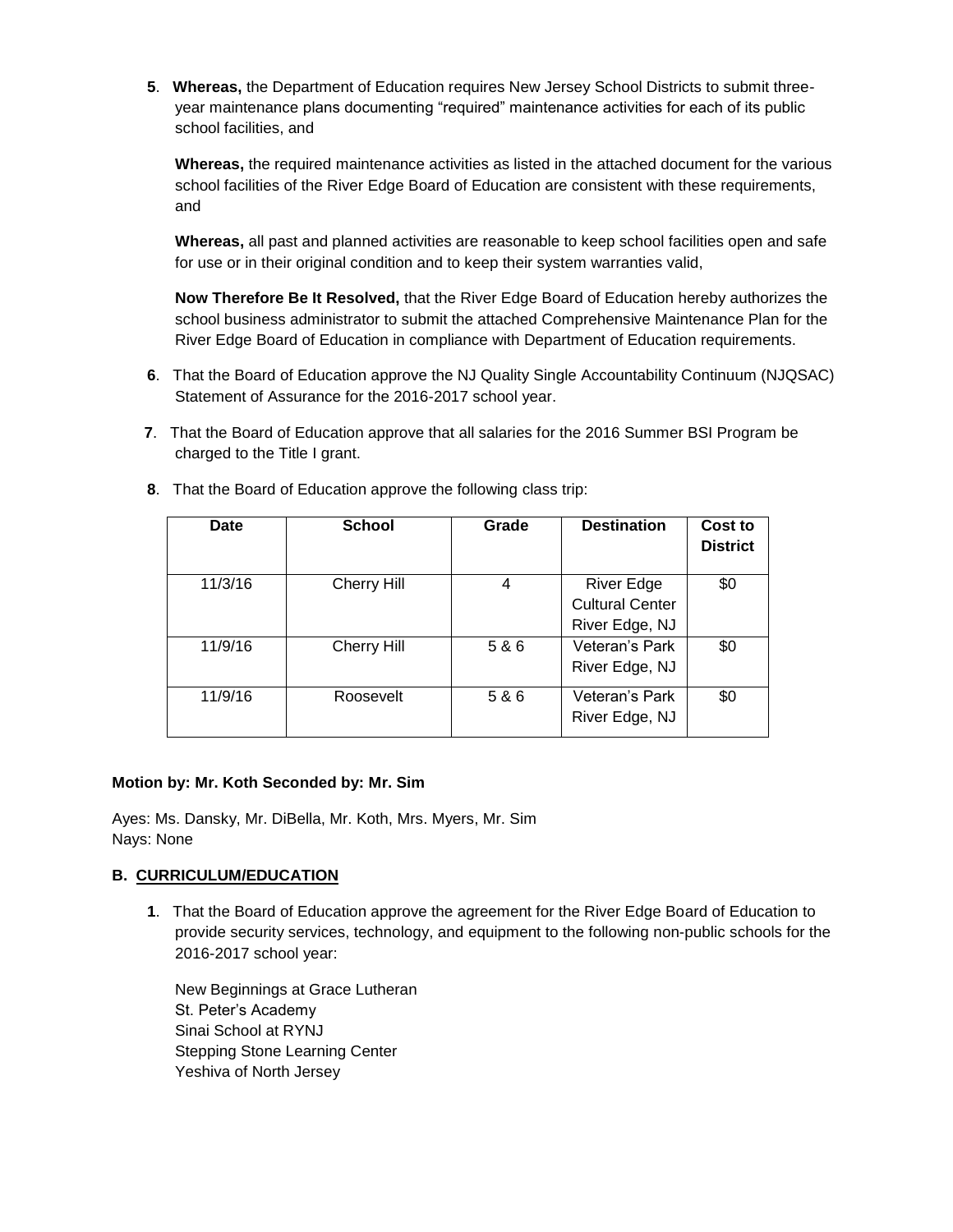**5**. **Whereas,** the Department of Education requires New Jersey School Districts to submit three-year maintenance plans documenting "required" maintenance activities for each of its public school facilities, and

**Whereas,** the required maintenance activities as listed in the attached document for the various school facilities of the River Edge Board of Education are consistent with these requirements, and

**Whereas,** all past and planned activities are reasonable to keep school facilities open and safe for use or in their original condition and to keep their system warranties valid,

**Now Therefore Be It Resolved,** that the River Edge Board of Education hereby authorizes the school business administrator to submit the attached Comprehensive Maintenance Plan for the River Edge Board of Education in compliance with Department of Education requirements.

**6**. That the Board of Education approve the NJ Quality Single Accountability Continuum (NJQSAC) Statement of Assurance for the 2016-2017 school year.

**7**. That the Board of Education approve that all salaries for the 2016 Summer BSI Program be charged to the Title I grant.

**8**. That the Board of Education approve the following class trip:

| Date | School | Grade | Destination | Cost to District |
|---|---|---|---|---|
| 11/3/16 | Cherry Hill | 4 | River Edge Cultural Center River Edge, NJ | $0 |
| 11/9/16 | Cherry Hill | 5 & 6 | Veteran's Park River Edge, NJ | $0 |
| 11/9/16 | Roosevelt | 5 & 6 | Veteran's Park River Edge, NJ | $0 |

**Motion by: Mr. Koth Seconded by: Mr. Sim**

Ayes: Ms. Dansky, Mr. DiBella, Mr. Koth, Mrs. Myers, Mr. Sim
Nays: None

**B. CURRICULUM/EDUCATION**

**1**. That the Board of Education approve the agreement for the River Edge Board of Education to provide security services, technology, and equipment to the following non-public schools for the 2016-2017 school year:

New Beginnings at Grace Lutheran
St. Peter's Academy
Sinai School at RYNJ
Stepping Stone Learning Center
Yeshiva of North Jersey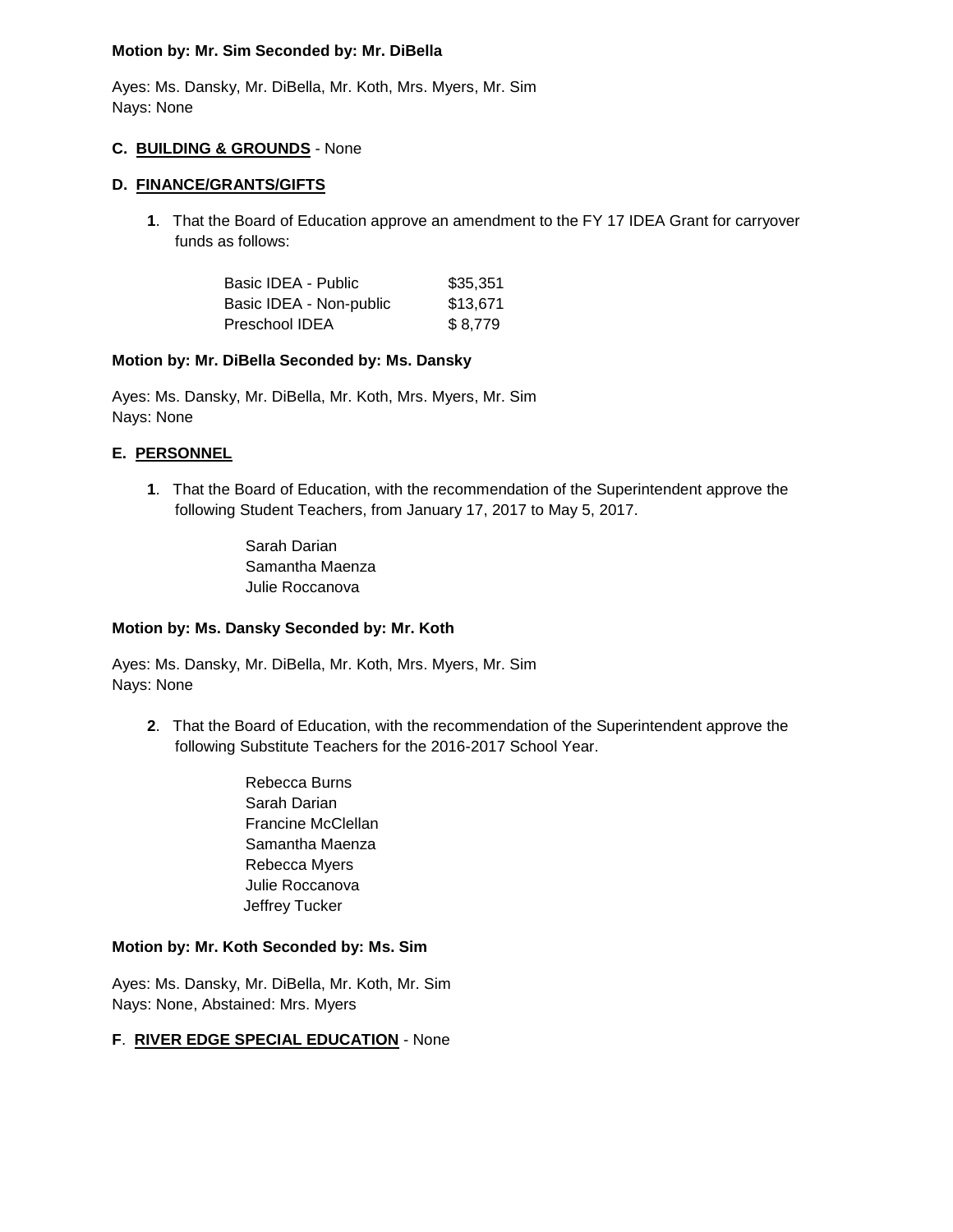**Motion by: Mr. Sim Seconded by: Mr. DiBella**

Ayes: Ms. Dansky, Mr. DiBella, Mr. Koth, Mrs. Myers, Mr. Sim
Nays: None

**C. BUILDING & GROUNDS** - None

**D. FINANCE/GRANTS/GIFTS**

**1**. That the Board of Education approve an amendment to the FY 17 IDEA Grant for carryover funds as follows:

| | |
|---|---|
| Basic IDEA - Public | $35,351 |
| Basic IDEA - Non-public | $13,671 |
| Preschool IDEA | $ 8,779 |

**Motion by: Mr. DiBella Seconded by: Ms. Dansky**

Ayes: Ms. Dansky, Mr. DiBella, Mr. Koth, Mrs. Myers, Mr. Sim
Nays: None

**E. PERSONNEL**

**1**. That the Board of Education, with the recommendation of the Superintendent approve the following Student Teachers, from January 17, 2017 to May 5, 2017.

Sarah Darian
Samantha Maenza
Julie Roccanova

**Motion by: Ms. Dansky Seconded by: Mr. Koth**

Ayes: Ms. Dansky, Mr. DiBella, Mr. Koth, Mrs. Myers, Mr. Sim
Nays: None

**2**. That the Board of Education, with the recommendation of the Superintendent approve the following Substitute Teachers for the 2016-2017 School Year.

Rebecca Burns
Sarah Darian
Francine McClellan
Samantha Maenza
Rebecca Myers
Julie Roccanova
Jeffrey Tucker

**Motion by: Mr. Koth Seconded by: Ms. Sim**

Ayes: Ms. Dansky, Mr. DiBella, Mr. Koth, Mr. Sim
Nays: None, Abstained: Mrs. Myers

**F**. **RIVER EDGE SPECIAL EDUCATION** - None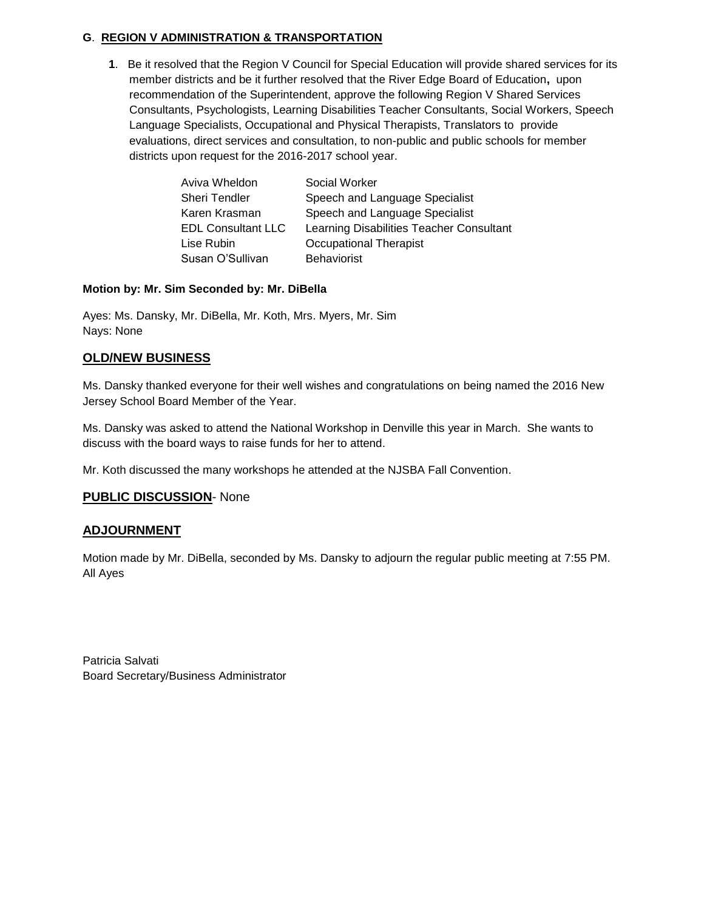**G**. **REGION V ADMINISTRATION & TRANSPORTATION**

**1**. Be it resolved that the Region V Council for Special Education will provide shared services for its member districts and be it further resolved that the River Edge Board of Education**,** upon recommendation of the Superintendent, approve the following Region V Shared Services Consultants, Psychologists, Learning Disabilities Teacher Consultants, Social Workers, Speech Language Specialists, Occupational and Physical Therapists, Translators to provide evaluations, direct services and consultation, to non-public and public schools for member districts upon request for the 2016-2017 school year.

| | |
|---|---|
| Aviva Wheldon | Social Worker |
| Sheri Tendler | Speech and Language Specialist |
| Karen Krasman | Speech and Language Specialist |
| EDL Consultant LLC | Learning Disabilities Teacher Consultant |
| Lise Rubin | Occupational Therapist |
| Susan O'Sullivan | Behaviorist |

**Motion by: Mr. Sim Seconded by: Mr. DiBella**

Ayes: Ms. Dansky, Mr. DiBella, Mr. Koth, Mrs. Myers, Mr. Sim
Nays: None

## OLD/NEW BUSINESS

Ms. Dansky thanked everyone for their well wishes and congratulations on being named the 2016 New Jersey School Board Member of the Year.

Ms. Dansky was asked to attend the National Workshop in Denville this year in March. She wants to discuss with the board ways to raise funds for her to attend.

Mr. Koth discussed the many workshops he attended at the NJSBA Fall Convention.

## PUBLIC DISCUSSION- None

## ADJOURNMENT

Motion made by Mr. DiBella, seconded by Ms. Dansky to adjourn the regular public meeting at 7:55 PM.
All Ayes

Patricia Salvati
Board Secretary/Business Administrator